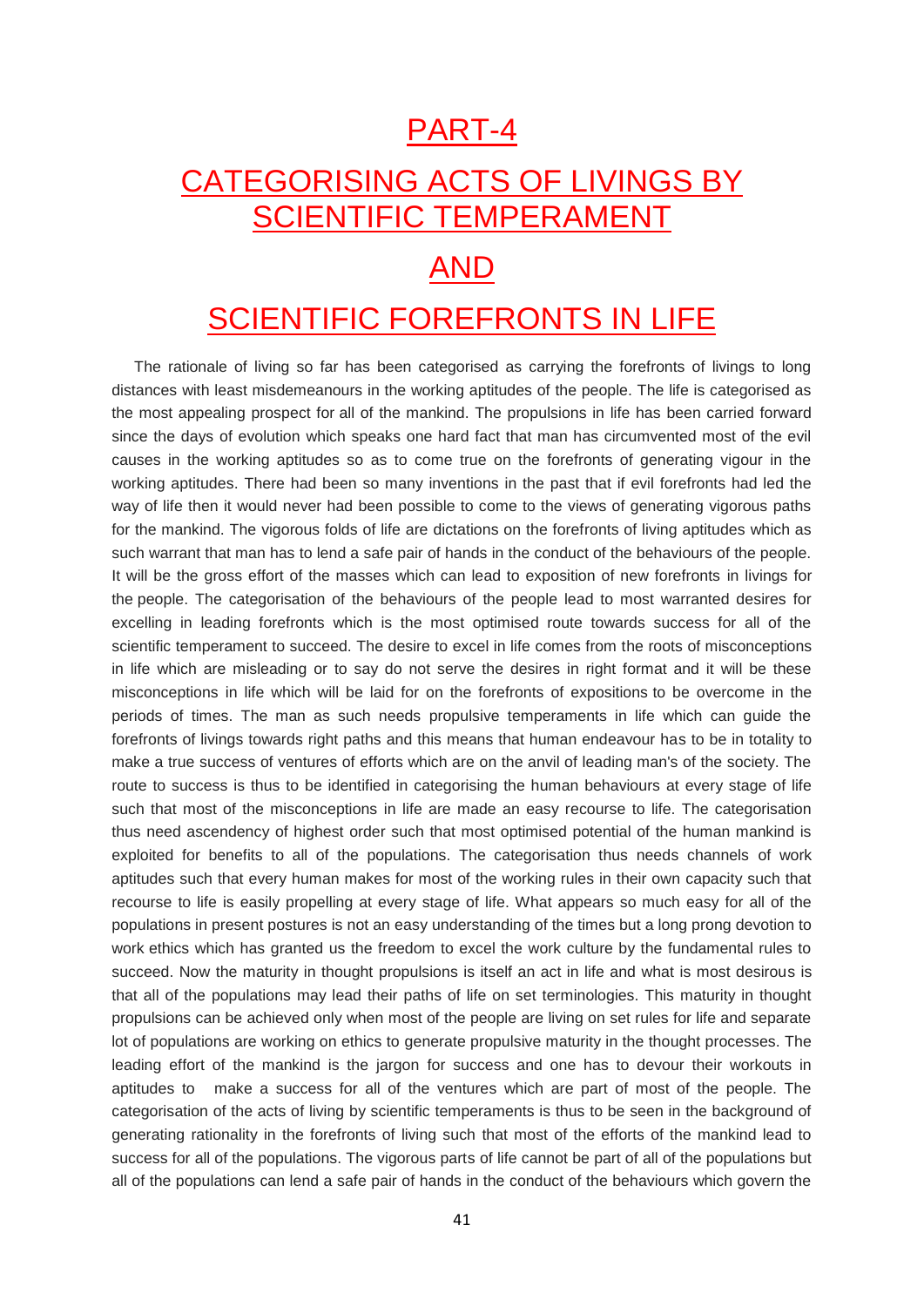# PART-4

# CATEGORISING ACTS OF LIVINGS BY SCIENTIFIC TEMPERAMENT

# AND

# SCIENTIFIC FOREFRONTS IN LIFE

The rationale of living so far has been categorised as carrying the forefronts of livings to long distances with least misdemeanours in the working aptitudes of the people. The life is categorised as the most appealing prospect for all of the mankind. The propulsions in life has been carried forward since the days of evolution which speaks one hard fact that man has circumvented most of the evil causes in the working aptitudes so as to come true on the forefronts of generating vigour in the working aptitudes. There had been so many inventions in the past that if evil forefronts had led the way of life then it would never had been possible to come to the views of generating vigorous paths for the mankind. The vigorous folds of life are dictations on the forefronts of living aptitudes which as such warrant that man has to lend a safe pair of hands in the conduct of the behaviours of the people. It will be the gross effort of the masses which can lead to exposition of new forefronts in livings for the people. The categorisation of the behaviours of the people lead to most warranted desires for excelling in leading forefronts which is the most optimised route towards success for all of the scientific temperament to succeed. The desire to excel in life comes from the roots of misconceptions in life which are misleading or to say do not serve the desires in right format and it will be these misconceptions in life which will be laid for on the forefronts of expositions to be overcome in the periods of times. The man as such needs propulsive temperaments in life which can guide the forefronts of livings towards right paths and this means that human endeavour has to be in totality to make a true success of ventures of efforts which are on the anvil of leading man's of the society. The route to success is thus to be identified in categorising the human behaviours at every stage of life such that most of the misconceptions in life are made an easy recourse to life. The categorisation thus need ascendency of highest order such that most optimised potential of the human mankind is exploited for benefits to all of the populations. The categorisation thus needs channels of work aptitudes such that every human makes for most of the working rules in their own capacity such that recourse to life is easily propelling at every stage of life. What appears so much easy for all of the populations in present postures is not an easy understanding of the times but a long prong devotion to work ethics which has granted us the freedom to excel the work culture by the fundamental rules to succeed. Now the maturity in thought propulsions is itself an act in life and what is most desirous is that all of the populations may lead their paths of life on set terminologies. This maturity in thought propulsions can be achieved only when most of the people are living on set rules for life and separate lot of populations are working on ethics to generate propulsive maturity in the thought processes. The leading effort of the mankind is the jargon for success and one has to devour their workouts in aptitudes to make a success for all of the ventures which are part of most of the people. The categorisation of the acts of living by scientific temperaments is thus to be seen in the background of generating rationality in the forefronts of living such that most of the efforts of the mankind lead to success for all of the populations. The vigorous parts of life cannot be part of all of the populations but all of the populations can lend a safe pair of hands in the conduct of the behaviours which govern the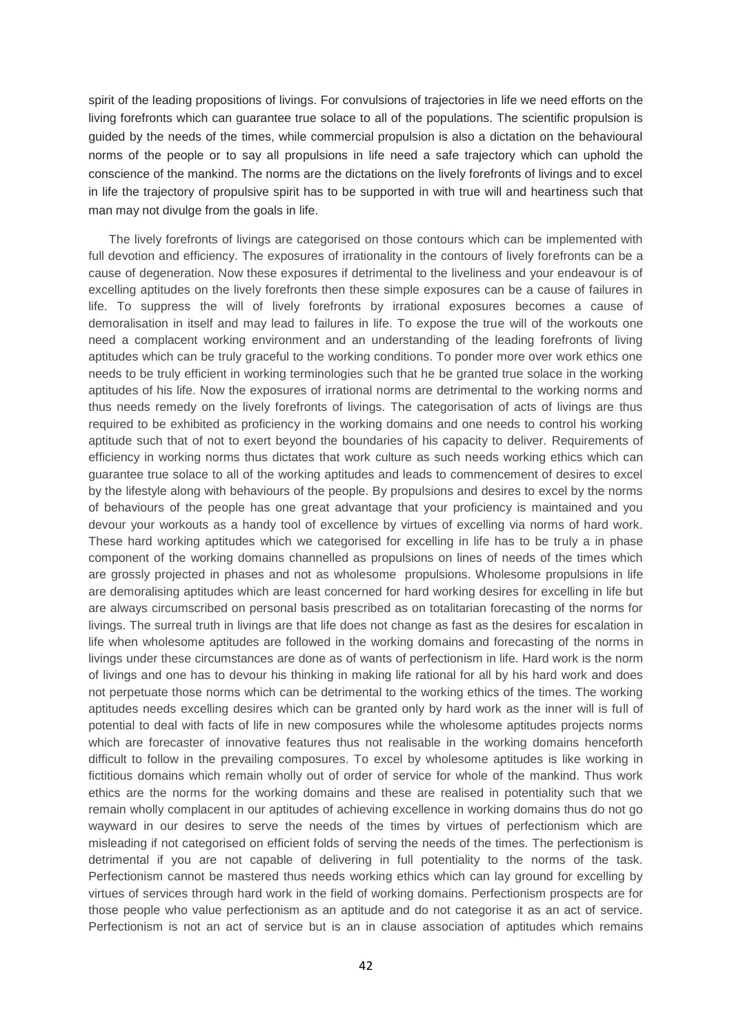spirit of the leading propositions of livings. For convulsions of trajectories in life we need efforts on the living forefronts which can guarantee true solace to all of the populations. The scientific propulsion is guided by the needs of the times, while commercial propulsion is also a dictation on the behavioural norms of the people or to say all propulsions in life need a safe trajectory which can uphold the conscience of the mankind. The norms are the dictations on the lively forefronts of livings and to excel in life the trajectory of propulsive spirit has to be supported in with true will and heartiness such that man may not divulge from the goals in life.

The lively forefronts of livings are categorised on those contours which can be implemented with full devotion and efficiency. The exposures of irrationality in the contours of lively forefronts can be a cause of degeneration. Now these exposures if detrimental to the liveliness and your endeavour is of excelling aptitudes on the lively forefronts then these simple exposures can be a cause of failures in life. To suppress the will of lively forefronts by irrational exposures becomes a cause of demoralisation in itself and may lead to failures in life. To expose the true will of the workouts one need a complacent working environment and an understanding of the leading forefronts of living aptitudes which can be truly graceful to the working conditions. To ponder more over work ethics one needs to be truly efficient in working terminologies such that he be granted true solace in the working aptitudes of his life. Now the exposures of irrational norms are detrimental to the working norms and thus needs remedy on the lively forefronts of livings. The categorisation of acts of livings are thus required to be exhibited as proficiency in the working domains and one needs to control his working aptitude such that of not to exert beyond the boundaries of his capacity to deliver. Requirements of efficiency in working norms thus dictates that work culture as such needs working ethics which can guarantee true solace to all of the working aptitudes and leads to commencement of desires to excel by the lifestyle along with behaviours of the people. By propulsions and desires to excel by the norms of behaviours of the people has one great advantage that your proficiency is maintained and you devour your workouts as a handy tool of excellence by virtues of excelling via norms of hard work. These hard working aptitudes which we categorised for excelling in life has to be truly a in phase component of the working domains channelled as propulsions on lines of needs of the times which are grossly projected in phases and not as wholesome propulsions. Wholesome propulsions in life are demoralising aptitudes which are least concerned for hard working desires for excelling in life but are always circumscribed on personal basis prescribed as on totalitarian forecasting of the norms for livings. The surreal truth in livings are that life does not change as fast as the desires for escalation in life when wholesome aptitudes are followed in the working domains and forecasting of the norms in livings under these circumstances are done as of wants of perfectionism in life. Hard work is the norm of livings and one has to devour his thinking in making life rational for all by his hard work and does not perpetuate those norms which can be detrimental to the working ethics of the times. The working aptitudes needs excelling desires which can be granted only by hard work as the inner will is full of potential to deal with facts of life in new composures while the wholesome aptitudes projects norms which are forecaster of innovative features thus not realisable in the working domains henceforth difficult to follow in the prevailing composures. To excel by wholesome aptitudes is like working in fictitious domains which remain wholly out of order of service for whole of the mankind. Thus work ethics are the norms for the working domains and these are realised in potentiality such that we remain wholly complacent in our aptitudes of achieving excellence in working domains thus do not go wayward in our desires to serve the needs of the times by virtues of perfectionism which are misleading if not categorised on efficient folds of serving the needs of the times. The perfectionism is detrimental if you are not capable of delivering in full potentiality to the norms of the task. Perfectionism cannot be mastered thus needs working ethics which can lay ground for excelling by virtues of services through hard work in the field of working domains. Perfectionism prospects are for those people who value perfectionism as an aptitude and do not categorise it as an act of service. Perfectionism is not an act of service but is an in clause association of aptitudes which remains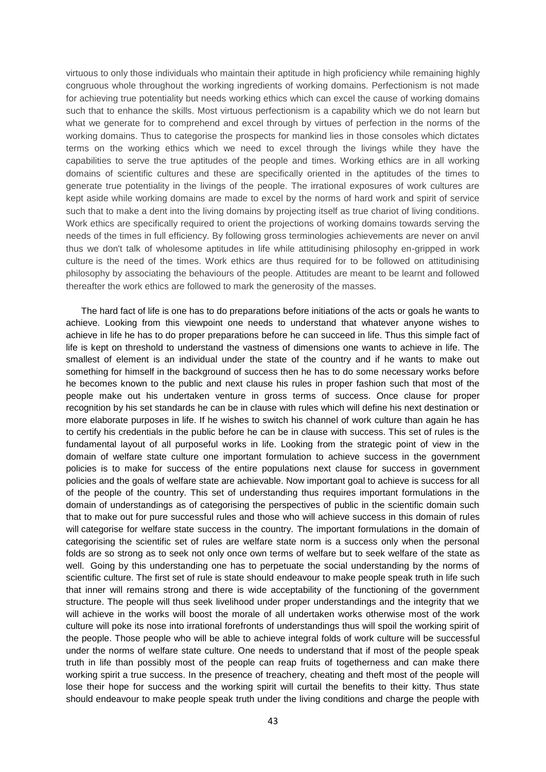virtuous to only those individuals who maintain their aptitude in high proficiency while remaining highly congruous whole throughout the working ingredients of working domains. Perfectionism is not made for achieving true potentiality but needs working ethics which can excel the cause of working domains such that to enhance the skills. Most virtuous perfectionism is a capability which we do not learn but what we generate for to comprehend and excel through by virtues of perfection in the norms of the working domains. Thus to categorise the prospects for mankind lies in those consoles which dictates terms on the working ethics which we need to excel through the livings while they have the capabilities to serve the true aptitudes of the people and times. Working ethics are in all working domains of scientific cultures and these are specifically oriented in the aptitudes of the times to generate true potentiality in the livings of the people. The irrational exposures of work cultures are kept aside while working domains are made to excel by the norms of hard work and spirit of service such that to make a dent into the living domains by projecting itself as true chariot of living conditions. Work ethics are specifically required to orient the projections of working domains towards serving the needs of the times in full efficiency. By following gross terminologies achievements are never on anvil thus we don't talk of wholesome aptitudes in life while attitudinising philosophy en-gripped in work culture is the need of the times. Work ethics are thus required for to be followed on attitudinising philosophy by associating the behaviours of the people. Attitudes are meant to be learnt and followed thereafter the work ethics are followed to mark the generosity of the masses.

The hard fact of life is one has to do preparations before initiations of the acts or goals he wants to achieve. Looking from this viewpoint one needs to understand that whatever anyone wishes to achieve in life he has to do proper preparations before he can succeed in life. Thus this simple fact of life is kept on threshold to understand the vastness of dimensions one wants to achieve in life. The smallest of element is an individual under the state of the country and if he wants to make out something for himself in the background of success then he has to do some necessary works before he becomes known to the public and next clause his rules in proper fashion such that most of the people make out his undertaken venture in gross terms of success. Once clause for proper recognition by his set standards he can be in clause with rules which will define his next destination or more elaborate purposes in life. If he wishes to switch his channel of work culture than again he has to certify his credentials in the public before he can be in clause with success. This set of rules is the fundamental layout of all purposeful works in life. Looking from the strategic point of view in the domain of welfare state culture one important formulation to achieve success in the government policies is to make for success of the entire populations next clause for success in government policies and the goals of welfare state are achievable. Now important goal to achieve is success for all of the people of the country. This set of understanding thus requires important formulations in the domain of understandings as of categorising the perspectives of public in the scientific domain such that to make out for pure successful rules and those who will achieve success in this domain of rules will categorise for welfare state success in the country. The important formulations in the domain of categorising the scientific set of rules are welfare state norm is a success only when the personal folds are so strong as to seek not only once own terms of welfare but to seek welfare of the state as well. Going by this understanding one has to perpetuate the social understanding by the norms of scientific culture. The first set of rule is state should endeavour to make people speak truth in life such that inner will remains strong and there is wide acceptability of the functioning of the government structure. The people will thus seek livelihood under proper understandings and the integrity that we will achieve in the works will boost the morale of all undertaken works otherwise most of the work culture will poke its nose into irrational forefronts of understandings thus will spoil the working spirit of the people. Those people who will be able to achieve integral folds of work culture will be successful under the norms of welfare state culture. One needs to understand that if most of the people speak truth in life than possibly most of the people can reap fruits of togetherness and can make there working spirit a true success. In the presence of treachery, cheating and theft most of the people will lose their hope for success and the working spirit will curtail the benefits to their kitty. Thus state should endeavour to make people speak truth under the living conditions and charge the people with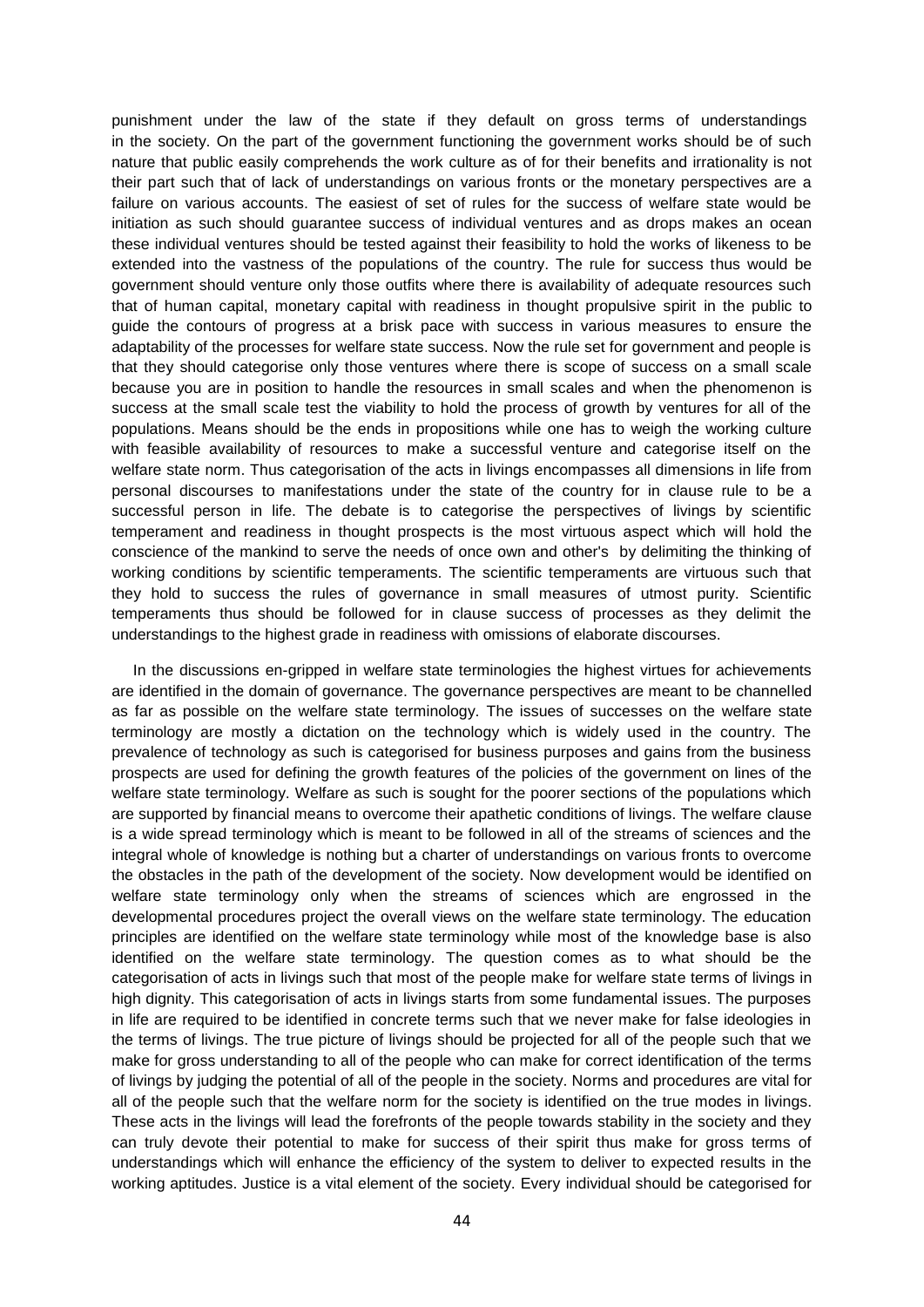punishment under the law of the state if they default on gross terms of understandings in the society. On the part of the government functioning the government works should be of such nature that public easily comprehends the work culture as of for their benefits and irrationality is not their part such that of lack of understandings on various fronts or the monetary perspectives are a failure on various accounts. The easiest of set of rules for the success of welfare state would be initiation as such should guarantee success of individual ventures and as drops makes an ocean these individual ventures should be tested against their feasibility to hold the works of likeness to be extended into the vastness of the populations of the country. The rule for success thus would be government should venture only those outfits where there is availability of adequate resources such that of human capital, monetary capital with readiness in thought propulsive spirit in the public to guide the contours of progress at a brisk pace with success in various measures to ensure the adaptability of the processes for welfare state success. Now the rule set for government and people is that they should categorise only those ventures where there is scope of success on a small scale because you are in position to handle the resources in small scales and when the phenomenon is success at the small scale test the viability to hold the process of growth by ventures for all of the populations. Means should be the ends in propositions while one has to weigh the working culture with feasible availability of resources to make a successful venture and categorise itself on the welfare state norm. Thus categorisation of the acts in livings encompasses all dimensions in life from personal discourses to manifestations under the state of the country for in clause rule to be a successful person in life. The debate is to categorise the perspectives of livings by scientific temperament and readiness in thought prospects is the most virtuous aspect which will hold the conscience of the mankind to serve the needs of once own and other's by delimiting the thinking of working conditions by scientific temperaments. The scientific temperaments are virtuous such that they hold to success the rules of governance in small measures of utmost purity. Scientific temperaments thus should be followed for in clause success of processes as they delimit the understandings to the highest grade in readiness with omissions of elaborate discourses.

In the discussions en-gripped in welfare state terminologies the highest virtues for achievements are identified in the domain of governance. The governance perspectives are meant to be channelled as far as possible on the welfare state terminology. The issues of successes on the welfare state terminology are mostly a dictation on the technology which is widely used in the country. The prevalence of technology as such is categorised for business purposes and gains from the business prospects are used for defining the growth features of the policies of the government on lines of the welfare state terminology. Welfare as such is sought for the poorer sections of the populations which are supported by financial means to overcome their apathetic conditions of livings. The welfare clause is a wide spread terminology which is meant to be followed in all of the streams of sciences and the integral whole of knowledge is nothing but a charter of understandings on various fronts to overcome the obstacles in the path of the development of the society. Now development would be identified on welfare state terminology only when the streams of sciences which are engrossed in the developmental procedures project the overall views on the welfare state terminology. The education principles are identified on the welfare state terminology while most of the knowledge base is also identified on the welfare state terminology. The question comes as to what should be the categorisation of acts in livings such that most of the people make for welfare state terms of livings in high dignity. This categorisation of acts in livings starts from some fundamental issues. The purposes in life are required to be identified in concrete terms such that we never make for false ideologies in the terms of livings. The true picture of livings should be projected for all of the people such that we make for gross understanding to all of the people who can make for correct identification of the terms of livings by judging the potential of all of the people in the society. Norms and procedures are vital for all of the people such that the welfare norm for the society is identified on the true modes in livings. These acts in the livings will lead the forefronts of the people towards stability in the society and they can truly devote their potential to make for success of their spirit thus make for gross terms of understandings which will enhance the efficiency of the system to deliver to expected results in the working aptitudes. Justice is a vital element of the society. Every individual should be categorised for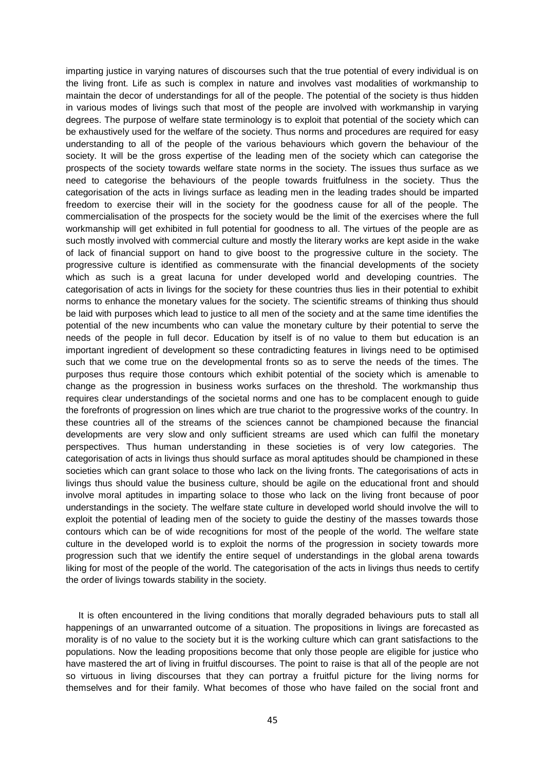imparting justice in varying natures of discourses such that the true potential of every individual is on the living front. Life as such is complex in nature and involves vast modalities of workmanship to maintain the decor of understandings for all of the people. The potential of the society is thus hidden in various modes of livings such that most of the people are involved with workmanship in varying degrees. The purpose of welfare state terminology is to exploit that potential of the society which can be exhaustively used for the welfare of the society. Thus norms and procedures are required for easy understanding to all of the people of the various behaviours which govern the behaviour of the society. It will be the gross expertise of the leading men of the society which can categorise the prospects of the society towards welfare state norms in the society. The issues thus surface as we need to categorise the behaviours of the people towards fruitfulness in the society. Thus the categorisation of the acts in livings surface as leading men in the leading trades should be imparted freedom to exercise their will in the society for the goodness cause for all of the people. The commercialisation of the prospects for the society would be the limit of the exercises where the full workmanship will get exhibited in full potential for goodness to all. The virtues of the people are as such mostly involved with commercial culture and mostly the literary works are kept aside in the wake of lack of financial support on hand to give boost to the progressive culture in the society. The progressive culture is identified as commensurate with the financial developments of the society which as such is a great lacuna for under developed world and developing countries. The categorisation of acts in livings for the society for these countries thus lies in their potential to exhibit norms to enhance the monetary values for the society. The scientific streams of thinking thus should be laid with purposes which lead to justice to all men of the society and at the same time identifies the potential of the new incumbents who can value the monetary culture by their potential to serve the needs of the people in full decor. Education by itself is of no value to them but education is an important ingredient of development so these contradicting features in livings need to be optimised such that we come true on the developmental fronts so as to serve the needs of the times. The purposes thus require those contours which exhibit potential of the society which is amenable to change as the progression in business works surfaces on the threshold. The workmanship thus requires clear understandings of the societal norms and one has to be complacent enough to guide the forefronts of progression on lines which are true chariot to the progressive works of the country. In these countries all of the streams of the sciences cannot be championed because the financial developments are very slow and only sufficient streams are used which can fulfil the monetary perspectives. Thus human understanding in these societies is of very low categories. The categorisation of acts in livings thus should surface as moral aptitudes should be championed in these societies which can grant solace to those who lack on the living fronts. The categorisations of acts in livings thus should value the business culture, should be agile on the educational front and should involve moral aptitudes in imparting solace to those who lack on the living front because of poor understandings in the society. The welfare state culture in developed world should involve the will to exploit the potential of leading men of the society to guide the destiny of the masses towards those contours which can be of wide recognitions for most of the people of the world. The welfare state culture in the developed world is to exploit the norms of the progression in society towards more progression such that we identify the entire sequel of understandings in the global arena towards liking for most of the people of the world. The categorisation of the acts in livings thus needs to certify the order of livings towards stability in the society.

It is often encountered in the living conditions that morally degraded behaviours puts to stall all happenings of an unwarranted outcome of a situation. The propositions in livings are forecasted as morality is of no value to the society but it is the working culture which can grant satisfactions to the populations. Now the leading propositions become that only those people are eligible for justice who have mastered the art of living in fruitful discourses. The point to raise is that all of the people are not so virtuous in living discourses that they can portray a fruitful picture for the living norms for themselves and for their family. What becomes of those who have failed on the social front and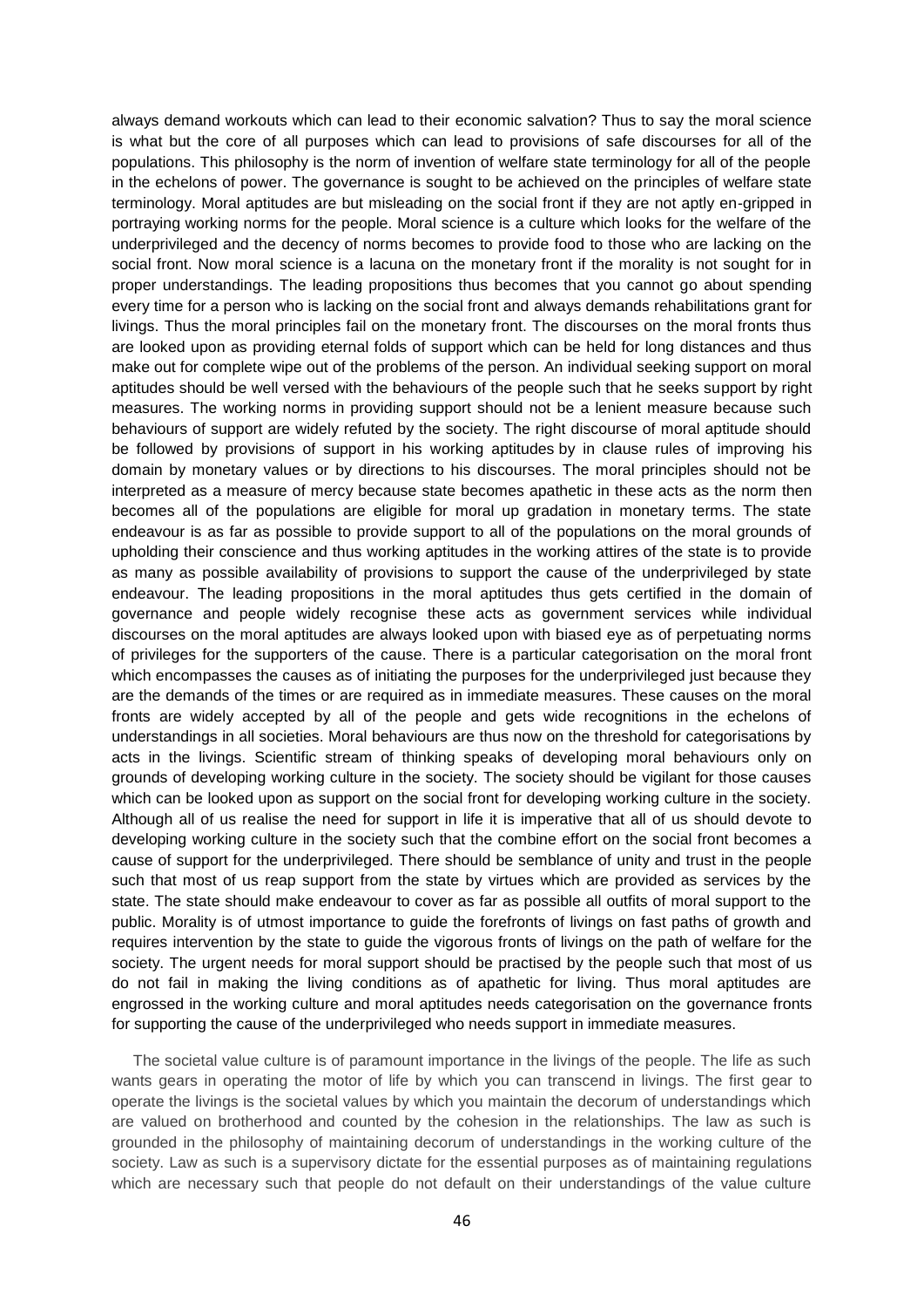always demand workouts which can lead to their economic salvation? Thus to say the moral science is what but the core of all purposes which can lead to provisions of safe discourses for all of the populations. This philosophy is the norm of invention of welfare state terminology for all of the people in the echelons of power. The governance is sought to be achieved on the principles of welfare state terminology. Moral aptitudes are but misleading on the social front if they are not aptly en-gripped in portraying working norms for the people. Moral science is a culture which looks for the welfare of the underprivileged and the decency of norms becomes to provide food to those who are lacking on the social front. Now moral science is a lacuna on the monetary front if the morality is not sought for in proper understandings. The leading propositions thus becomes that you cannot go about spending every time for a person who is lacking on the social front and always demands rehabilitations grant for livings. Thus the moral principles fail on the monetary front. The discourses on the moral fronts thus are looked upon as providing eternal folds of support which can be held for long distances and thus make out for complete wipe out of the problems of the person. An individual seeking support on moral aptitudes should be well versed with the behaviours of the people such that he seeks support by right measures. The working norms in providing support should not be a lenient measure because such behaviours of support are widely refuted by the society. The right discourse of moral aptitude should be followed by provisions of support in his working aptitudes by in clause rules of improving his domain by monetary values or by directions to his discourses. The moral principles should not be interpreted as a measure of mercy because state becomes apathetic in these acts as the norm then becomes all of the populations are eligible for moral up gradation in monetary terms. The state endeavour is as far as possible to provide support to all of the populations on the moral grounds of upholding their conscience and thus working aptitudes in the working attires of the state is to provide as many as possible availability of provisions to support the cause of the underprivileged by state endeavour. The leading propositions in the moral aptitudes thus gets certified in the domain of governance and people widely recognise these acts as government services while individual discourses on the moral aptitudes are always looked upon with biased eye as of perpetuating norms of privileges for the supporters of the cause. There is a particular categorisation on the moral front which encompasses the causes as of initiating the purposes for the underprivileged just because they are the demands of the times or are required as in immediate measures. These causes on the moral fronts are widely accepted by all of the people and gets wide recognitions in the echelons of understandings in all societies. Moral behaviours are thus now on the threshold for categorisations by acts in the livings. Scientific stream of thinking speaks of developing moral behaviours only on grounds of developing working culture in the society. The society should be vigilant for those causes which can be looked upon as support on the social front for developing working culture in the society. Although all of us realise the need for support in life it is imperative that all of us should devote to developing working culture in the society such that the combine effort on the social front becomes a cause of support for the underprivileged. There should be semblance of unity and trust in the people such that most of us reap support from the state by virtues which are provided as services by the state. The state should make endeavour to cover as far as possible all outfits of moral support to the public. Morality is of utmost importance to guide the forefronts of livings on fast paths of growth and requires intervention by the state to guide the vigorous fronts of livings on the path of welfare for the society. The urgent needs for moral support should be practised by the people such that most of us do not fail in making the living conditions as of apathetic for living. Thus moral aptitudes are engrossed in the working culture and moral aptitudes needs categorisation on the governance fronts for supporting the cause of the underprivileged who needs support in immediate measures.

The societal value culture is of paramount importance in the livings of the people. The life as such wants gears in operating the motor of life by which you can transcend in livings. The first gear to operate the livings is the societal values by which you maintain the decorum of understandings which are valued on brotherhood and counted by the cohesion in the relationships. The law as such is grounded in the philosophy of maintaining decorum of understandings in the working culture of the society. Law as such is a supervisory dictate for the essential purposes as of maintaining regulations which are necessary such that people do not default on their understandings of the value culture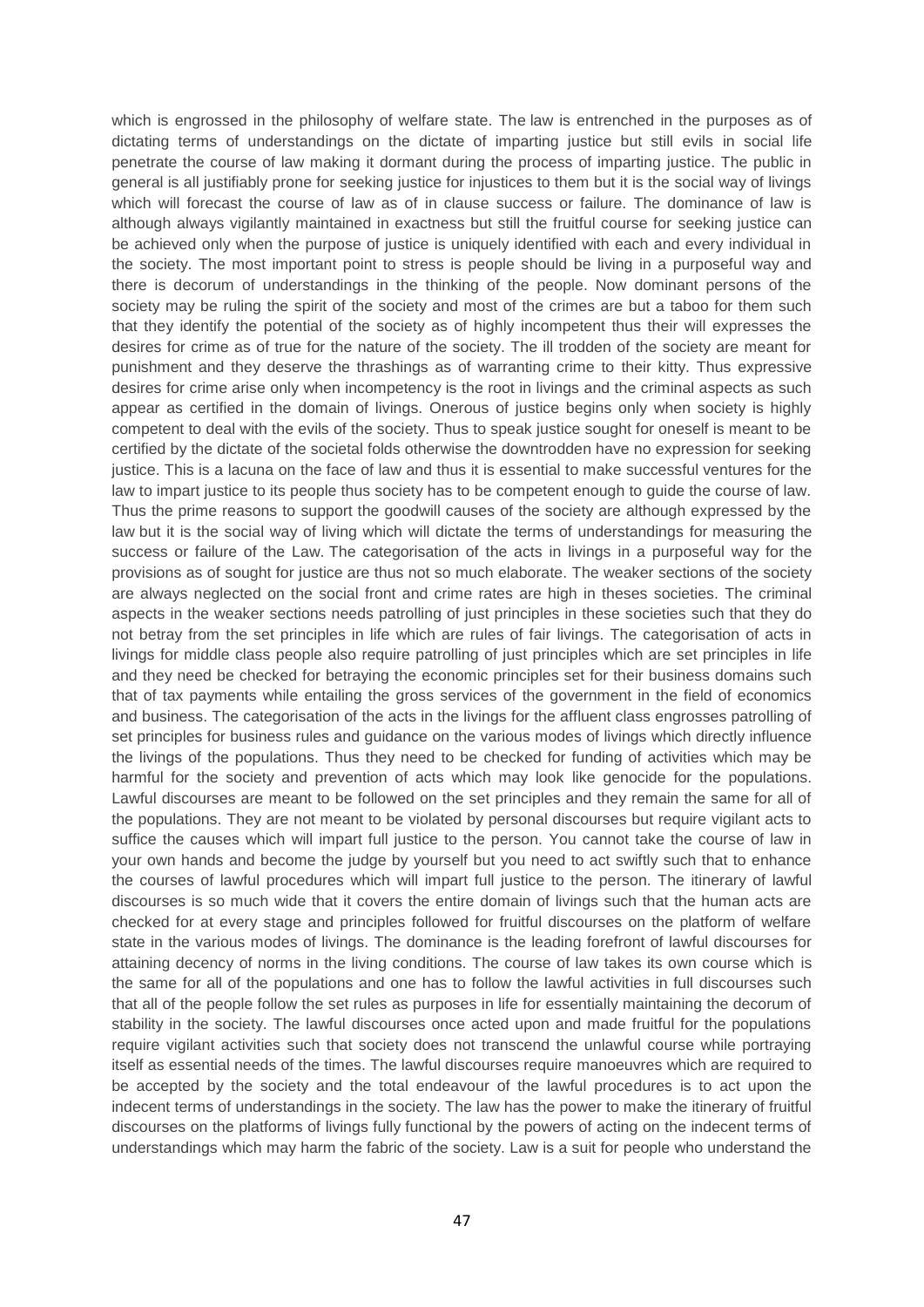which is engrossed in the philosophy of welfare state. The law is entrenched in the purposes as of dictating terms of understandings on the dictate of imparting justice but still evils in social life penetrate the course of law making it dormant during the process of imparting justice. The public in general is all justifiably prone for seeking justice for injustices to them but it is the social way of livings which will forecast the course of law as of in clause success or failure. The dominance of law is although always vigilantly maintained in exactness but still the fruitful course for seeking justice can be achieved only when the purpose of justice is uniquely identified with each and every individual in the society. The most important point to stress is people should be living in a purposeful way and there is decorum of understandings in the thinking of the people. Now dominant persons of the society may be ruling the spirit of the society and most of the crimes are but a taboo for them such that they identify the potential of the society as of highly incompetent thus their will expresses the desires for crime as of true for the nature of the society. The ill trodden of the society are meant for punishment and they deserve the thrashings as of warranting crime to their kitty. Thus expressive desires for crime arise only when incompetency is the root in livings and the criminal aspects as such appear as certified in the domain of livings. Onerous of justice begins only when society is highly competent to deal with the evils of the society. Thus to speak justice sought for oneself is meant to be certified by the dictate of the societal folds otherwise the downtrodden have no expression for seeking justice. This is a lacuna on the face of law and thus it is essential to make successful ventures for the law to impart justice to its people thus society has to be competent enough to guide the course of law. Thus the prime reasons to support the goodwill causes of the society are although expressed by the law but it is the social way of living which will dictate the terms of understandings for measuring the success or failure of the Law. The categorisation of the acts in livings in a purposeful way for the provisions as of sought for justice are thus not so much elaborate. The weaker sections of the society are always neglected on the social front and crime rates are high in theses societies. The criminal aspects in the weaker sections needs patrolling of just principles in these societies such that they do not betray from the set principles in life which are rules of fair livings. The categorisation of acts in livings for middle class people also require patrolling of just principles which are set principles in life and they need be checked for betraying the economic principles set for their business domains such that of tax payments while entailing the gross services of the government in the field of economics and business. The categorisation of the acts in the livings for the affluent class engrosses patrolling of set principles for business rules and guidance on the various modes of livings which directly influence the livings of the populations. Thus they need to be checked for funding of activities which may be harmful for the society and prevention of acts which may look like genocide for the populations. Lawful discourses are meant to be followed on the set principles and they remain the same for all of the populations. They are not meant to be violated by personal discourses but require vigilant acts to suffice the causes which will impart full justice to the person. You cannot take the course of law in your own hands and become the judge by yourself but you need to act swiftly such that to enhance the courses of lawful procedures which will impart full justice to the person. The itinerary of lawful discourses is so much wide that it covers the entire domain of livings such that the human acts are checked for at every stage and principles followed for fruitful discourses on the platform of welfare state in the various modes of livings. The dominance is the leading forefront of lawful discourses for attaining decency of norms in the living conditions. The course of law takes its own course which is the same for all of the populations and one has to follow the lawful activities in full discourses such that all of the people follow the set rules as purposes in life for essentially maintaining the decorum of stability in the society. The lawful discourses once acted upon and made fruitful for the populations require vigilant activities such that society does not transcend the unlawful course while portraying itself as essential needs of the times. The lawful discourses require manoeuvres which are required to be accepted by the society and the total endeavour of the lawful procedures is to act upon the indecent terms of understandings in the society. The law has the power to make the itinerary of fruitful discourses on the platforms of livings fully functional by the powers of acting on the indecent terms of understandings which may harm the fabric of the society. Law is a suit for people who understand the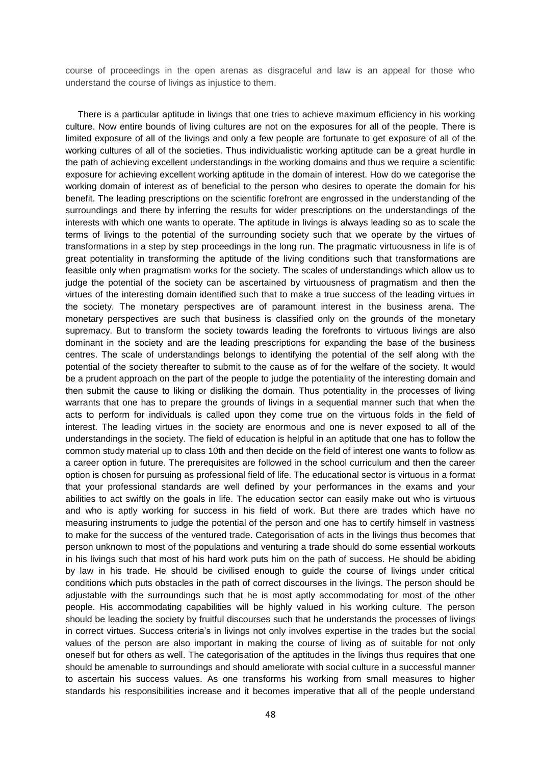course of proceedings in the open arenas as disgraceful and law is an appeal for those who understand the course of livings as injustice to them.

There is a particular aptitude in livings that one tries to achieve maximum efficiency in his working culture. Now entire bounds of living cultures are not on the exposures for all of the people. There is limited exposure of all of the livings and only a few people are fortunate to get exposure of all of the working cultures of all of the societies. Thus individualistic working aptitude can be a great hurdle in the path of achieving excellent understandings in the working domains and thus we require a scientific exposure for achieving excellent working aptitude in the domain of interest. How do we categorise the working domain of interest as of beneficial to the person who desires to operate the domain for his benefit. The leading prescriptions on the scientific forefront are engrossed in the understanding of the surroundings and there by inferring the results for wider prescriptions on the understandings of the interests with which one wants to operate. The aptitude in livings is always leading so as to scale the terms of livings to the potential of the surrounding society such that we operate by the virtues of transformations in a step by step proceedings in the long run. The pragmatic virtuousness in life is of great potentiality in transforming the aptitude of the living conditions such that transformations are feasible only when pragmatism works for the society. The scales of understandings which allow us to judge the potential of the society can be ascertained by virtuousness of pragmatism and then the virtues of the interesting domain identified such that to make a true success of the leading virtues in the society. The monetary perspectives are of paramount interest in the business arena. The monetary perspectives are such that business is classified only on the grounds of the monetary supremacy. But to transform the society towards leading the forefronts to virtuous livings are also dominant in the society and are the leading prescriptions for expanding the base of the business centres. The scale of understandings belongs to identifying the potential of the self along with the potential of the society thereafter to submit to the cause as of for the welfare of the society. It would be a prudent approach on the part of the people to judge the potentiality of the interesting domain and then submit the cause to liking or disliking the domain. Thus potentiality in the processes of living warrants that one has to prepare the grounds of livings in a sequential manner such that when the acts to perform for individuals is called upon they come true on the virtuous folds in the field of interest. The leading virtues in the society are enormous and one is never exposed to all of the understandings in the society. The field of education is helpful in an aptitude that one has to follow the common study material up to class 10th and then decide on the field of interest one wants to follow as a career option in future. The prerequisites are followed in the school curriculum and then the career option is chosen for pursuing as professional field of life. The educational sector is virtuous in a format that your professional standards are well defined by your performances in the exams and your abilities to act swiftly on the goals in life. The education sector can easily make out who is virtuous and who is aptly working for success in his field of work. But there are trades which have no measuring instruments to judge the potential of the person and one has to certify himself in vastness to make for the success of the ventured trade. Categorisation of acts in the livings thus becomes that person unknown to most of the populations and venturing a trade should do some essential workouts in his livings such that most of his hard work puts him on the path of success. He should be abiding by law in his trade. He should be civilised enough to guide the course of livings under critical conditions which puts obstacles in the path of correct discourses in the livings. The person should be adjustable with the surroundings such that he is most aptly accommodating for most of the other people. His accommodating capabilities will be highly valued in his working culture. The person should be leading the society by fruitful discourses such that he understands the processes of livings in correct virtues. Success criteria's in livings not only involves expertise in the trades but the social values of the person are also important in making the course of living as of suitable for not only oneself but for others as well. The categorisation of the aptitudes in the livings thus requires that one should be amenable to surroundings and should ameliorate with social culture in a successful manner to ascertain his success values. As one transforms his working from small measures to higher standards his responsibilities increase and it becomes imperative that all of the people understand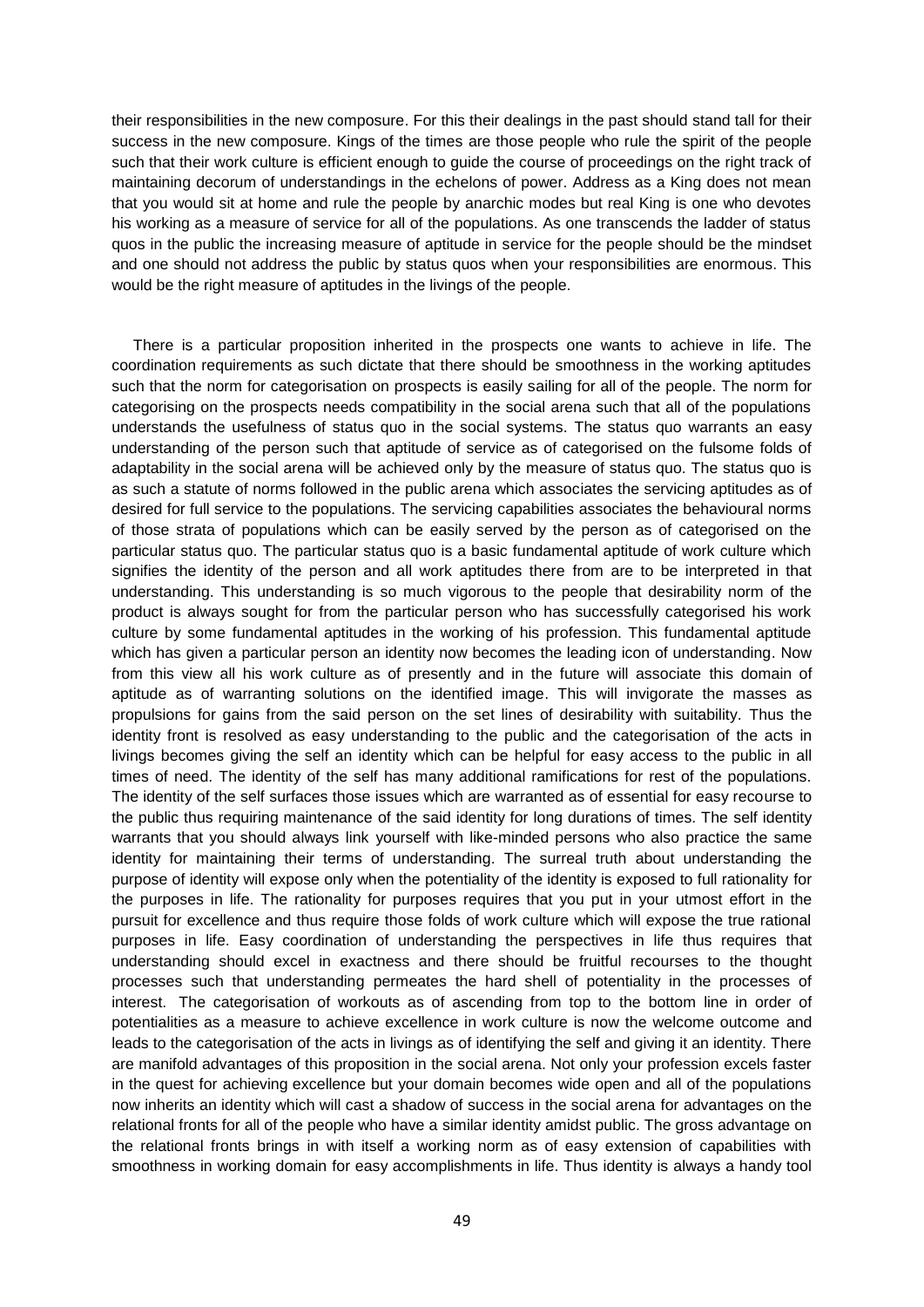their responsibilities in the new composure. For this their dealings in the past should stand tall for their success in the new composure. Kings of the times are those people who rule the spirit of the people such that their work culture is efficient enough to guide the course of proceedings on the right track of maintaining decorum of understandings in the echelons of power. Address as a King does not mean that you would sit at home and rule the people by anarchic modes but real King is one who devotes his working as a measure of service for all of the populations. As one transcends the ladder of status quos in the public the increasing measure of aptitude in service for the people should be the mindset and one should not address the public by status quos when your responsibilities are enormous. This would be the right measure of aptitudes in the livings of the people.

There is a particular proposition inherited in the prospects one wants to achieve in life. The coordination requirements as such dictate that there should be smoothness in the working aptitudes such that the norm for categorisation on prospects is easily sailing for all of the people. The norm for categorising on the prospects needs compatibility in the social arena such that all of the populations understands the usefulness of status quo in the social systems. The status quo warrants an easy understanding of the person such that aptitude of service as of categorised on the fulsome folds of adaptability in the social arena will be achieved only by the measure of status quo. The status quo is as such a statute of norms followed in the public arena which associates the servicing aptitudes as of desired for full service to the populations. The servicing capabilities associates the behavioural norms of those strata of populations which can be easily served by the person as of categorised on the particular status quo. The particular status quo is a basic fundamental aptitude of work culture which signifies the identity of the person and all work aptitudes there from are to be interpreted in that understanding. This understanding is so much vigorous to the people that desirability norm of the product is always sought for from the particular person who has successfully categorised his work culture by some fundamental aptitudes in the working of his profession. This fundamental aptitude which has given a particular person an identity now becomes the leading icon of understanding. Now from this view all his work culture as of presently and in the future will associate this domain of aptitude as of warranting solutions on the identified image. This will invigorate the masses as propulsions for gains from the said person on the set lines of desirability with suitability. Thus the identity front is resolved as easy understanding to the public and the categorisation of the acts in livings becomes giving the self an identity which can be helpful for easy access to the public in all times of need. The identity of the self has many additional ramifications for rest of the populations. The identity of the self surfaces those issues which are warranted as of essential for easy recourse to the public thus requiring maintenance of the said identity for long durations of times. The self identity warrants that you should always link yourself with like-minded persons who also practice the same identity for maintaining their terms of understanding. The surreal truth about understanding the purpose of identity will expose only when the potentiality of the identity is exposed to full rationality for the purposes in life. The rationality for purposes requires that you put in your utmost effort in the pursuit for excellence and thus require those folds of work culture which will expose the true rational purposes in life. Easy coordination of understanding the perspectives in life thus requires that understanding should excel in exactness and there should be fruitful recourses to the thought processes such that understanding permeates the hard shell of potentiality in the processes of interest. The categorisation of workouts as of ascending from top to the bottom line in order of potentialities as a measure to achieve excellence in work culture is now the welcome outcome and leads to the categorisation of the acts in livings as of identifying the self and giving it an identity. There are manifold advantages of this proposition in the social arena. Not only your profession excels faster in the quest for achieving excellence but your domain becomes wide open and all of the populations now inherits an identity which will cast a shadow of success in the social arena for advantages on the relational fronts for all of the people who have a similar identity amidst public. The gross advantage on the relational fronts brings in with itself a working norm as of easy extension of capabilities with smoothness in working domain for easy accomplishments in life. Thus identity is always a handy tool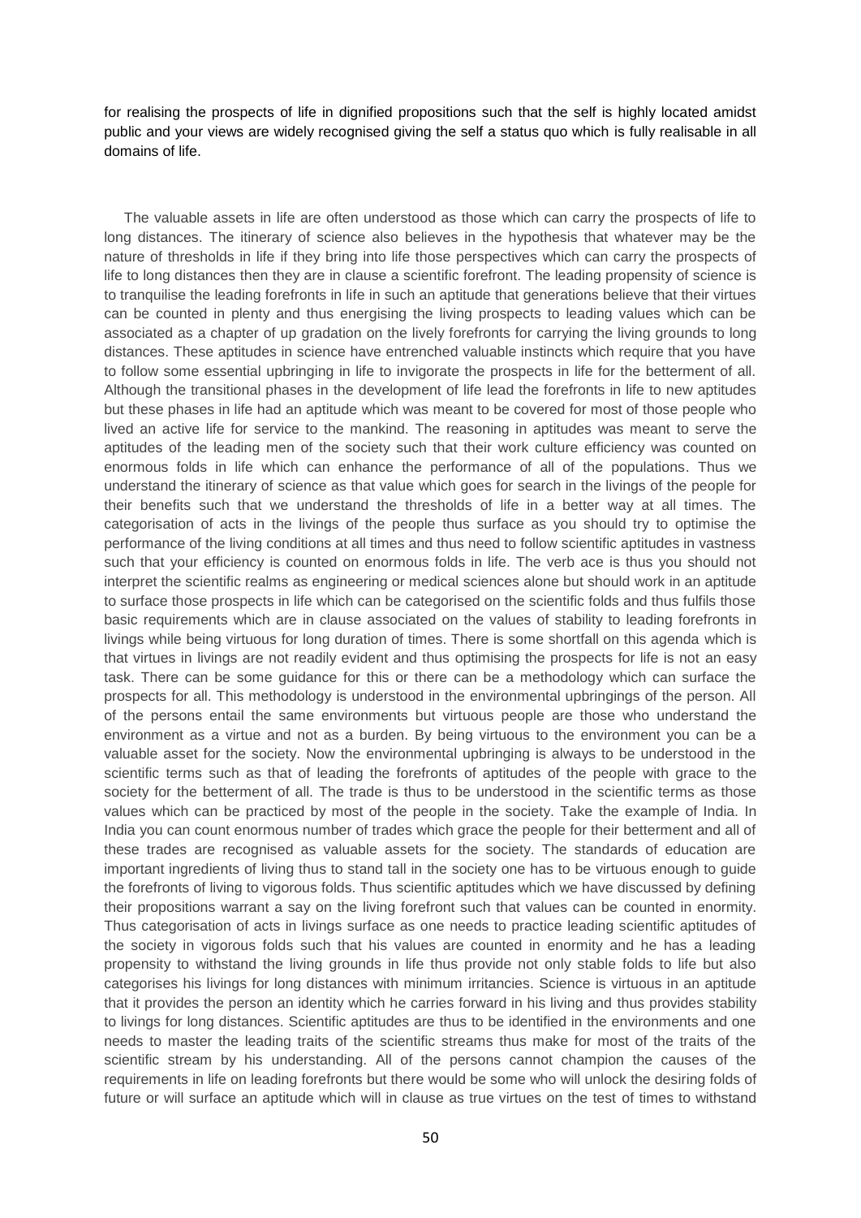for realising the prospects of life in dignified propositions such that the self is highly located amidst public and your views are widely recognised giving the self a status quo which is fully realisable in all domains of life.

The valuable assets in life are often understood as those which can carry the prospects of life to long distances. The itinerary of science also believes in the hypothesis that whatever may be the nature of thresholds in life if they bring into life those perspectives which can carry the prospects of life to long distances then they are in clause a scientific forefront. The leading propensity of science is to tranquilise the leading forefronts in life in such an aptitude that generations believe that their virtues can be counted in plenty and thus energising the living prospects to leading values which can be associated as a chapter of up gradation on the lively forefronts for carrying the living grounds to long distances. These aptitudes in science have entrenched valuable instincts which require that you have to follow some essential upbringing in life to invigorate the prospects in life for the betterment of all. Although the transitional phases in the development of life lead the forefronts in life to new aptitudes but these phases in life had an aptitude which was meant to be covered for most of those people who lived an active life for service to the mankind. The reasoning in aptitudes was meant to serve the aptitudes of the leading men of the society such that their work culture efficiency was counted on enormous folds in life which can enhance the performance of all of the populations. Thus we understand the itinerary of science as that value which goes for search in the livings of the people for their benefits such that we understand the thresholds of life in a better way at all times. The categorisation of acts in the livings of the people thus surface as you should try to optimise the performance of the living conditions at all times and thus need to follow scientific aptitudes in vastness such that your efficiency is counted on enormous folds in life. The verb ace is thus you should not interpret the scientific realms as engineering or medical sciences alone but should work in an aptitude to surface those prospects in life which can be categorised on the scientific folds and thus fulfils those basic requirements which are in clause associated on the values of stability to leading forefronts in livings while being virtuous for long duration of times. There is some shortfall on this agenda which is that virtues in livings are not readily evident and thus optimising the prospects for life is not an easy task. There can be some guidance for this or there can be a methodology which can surface the prospects for all. This methodology is understood in the environmental upbringings of the person. All of the persons entail the same environments but virtuous people are those who understand the environment as a virtue and not as a burden. By being virtuous to the environment you can be a valuable asset for the society. Now the environmental upbringing is always to be understood in the scientific terms such as that of leading the forefronts of aptitudes of the people with grace to the society for the betterment of all. The trade is thus to be understood in the scientific terms as those values which can be practiced by most of the people in the society. Take the example of India. In India you can count enormous number of trades which grace the people for their betterment and all of these trades are recognised as valuable assets for the society. The standards of education are important ingredients of living thus to stand tall in the society one has to be virtuous enough to guide the forefronts of living to vigorous folds. Thus scientific aptitudes which we have discussed by defining their propositions warrant a say on the living forefront such that values can be counted in enormity. Thus categorisation of acts in livings surface as one needs to practice leading scientific aptitudes of the society in vigorous folds such that his values are counted in enormity and he has a leading propensity to withstand the living grounds in life thus provide not only stable folds to life but also categorises his livings for long distances with minimum irritancies. Science is virtuous in an aptitude that it provides the person an identity which he carries forward in his living and thus provides stability to livings for long distances. Scientific aptitudes are thus to be identified in the environments and one needs to master the leading traits of the scientific streams thus make for most of the traits of the scientific stream by his understanding. All of the persons cannot champion the causes of the requirements in life on leading forefronts but there would be some who will unlock the desiring folds of future or will surface an aptitude which will in clause as true virtues on the test of times to withstand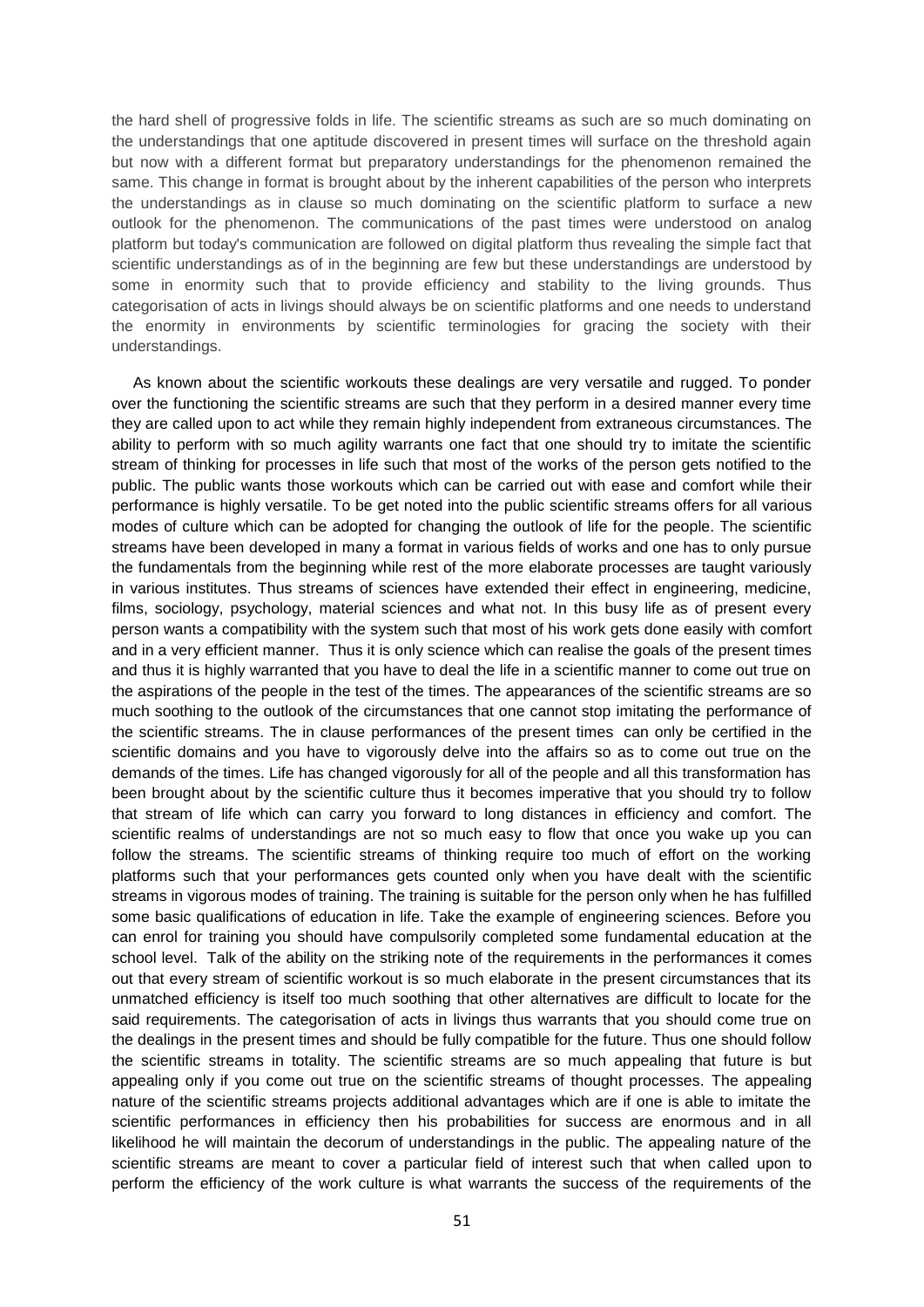the hard shell of progressive folds in life. The scientific streams as such are so much dominating on the understandings that one aptitude discovered in present times will surface on the threshold again but now with a different format but preparatory understandings for the phenomenon remained the same. This change in format is brought about by the inherent capabilities of the person who interprets the understandings as in clause so much dominating on the scientific platform to surface a new outlook for the phenomenon. The communications of the past times were understood on analog platform but today's communication are followed on digital platform thus revealing the simple fact that scientific understandings as of in the beginning are few but these understandings are understood by some in enormity such that to provide efficiency and stability to the living grounds. Thus categorisation of acts in livings should always be on scientific platforms and one needs to understand the enormity in environments by scientific terminologies for gracing the society with their understandings.

As known about the scientific workouts these dealings are very versatile and rugged. To ponder over the functioning the scientific streams are such that they perform in a desired manner every time they are called upon to act while they remain highly independent from extraneous circumstances. The ability to perform with so much agility warrants one fact that one should try to imitate the scientific stream of thinking for processes in life such that most of the works of the person gets notified to the public. The public wants those workouts which can be carried out with ease and comfort while their performance is highly versatile. To be get noted into the public scientific streams offers for all various modes of culture which can be adopted for changing the outlook of life for the people. The scientific streams have been developed in many a format in various fields of works and one has to only pursue the fundamentals from the beginning while rest of the more elaborate processes are taught variously in various institutes. Thus streams of sciences have extended their effect in engineering, medicine, films, sociology, psychology, material sciences and what not. In this busy life as of present every person wants a compatibility with the system such that most of his work gets done easily with comfort and in a very efficient manner. Thus it is only science which can realise the goals of the present times and thus it is highly warranted that you have to deal the life in a scientific manner to come out true on the aspirations of the people in the test of the times. The appearances of the scientific streams are so much soothing to the outlook of the circumstances that one cannot stop imitating the performance of the scientific streams. The in clause performances of the present times can only be certified in the scientific domains and you have to vigorously delve into the affairs so as to come out true on the demands of the times. Life has changed vigorously for all of the people and all this transformation has been brought about by the scientific culture thus it becomes imperative that you should try to follow that stream of life which can carry you forward to long distances in efficiency and comfort. The scientific realms of understandings are not so much easy to flow that once you wake up you can follow the streams. The scientific streams of thinking require too much of effort on the working platforms such that your performances gets counted only when you have dealt with the scientific streams in vigorous modes of training. The training is suitable for the person only when he has fulfilled some basic qualifications of education in life. Take the example of engineering sciences. Before you can enrol for training you should have compulsorily completed some fundamental education at the school level. Talk of the ability on the striking note of the requirements in the performances it comes out that every stream of scientific workout is so much elaborate in the present circumstances that its unmatched efficiency is itself too much soothing that other alternatives are difficult to locate for the said requirements. The categorisation of acts in livings thus warrants that you should come true on the dealings in the present times and should be fully compatible for the future. Thus one should follow the scientific streams in totality. The scientific streams are so much appealing that future is but appealing only if you come out true on the scientific streams of thought processes. The appealing nature of the scientific streams projects additional advantages which are if one is able to imitate the scientific performances in efficiency then his probabilities for success are enormous and in all likelihood he will maintain the decorum of understandings in the public. The appealing nature of the scientific streams are meant to cover a particular field of interest such that when called upon to perform the efficiency of the work culture is what warrants the success of the requirements of the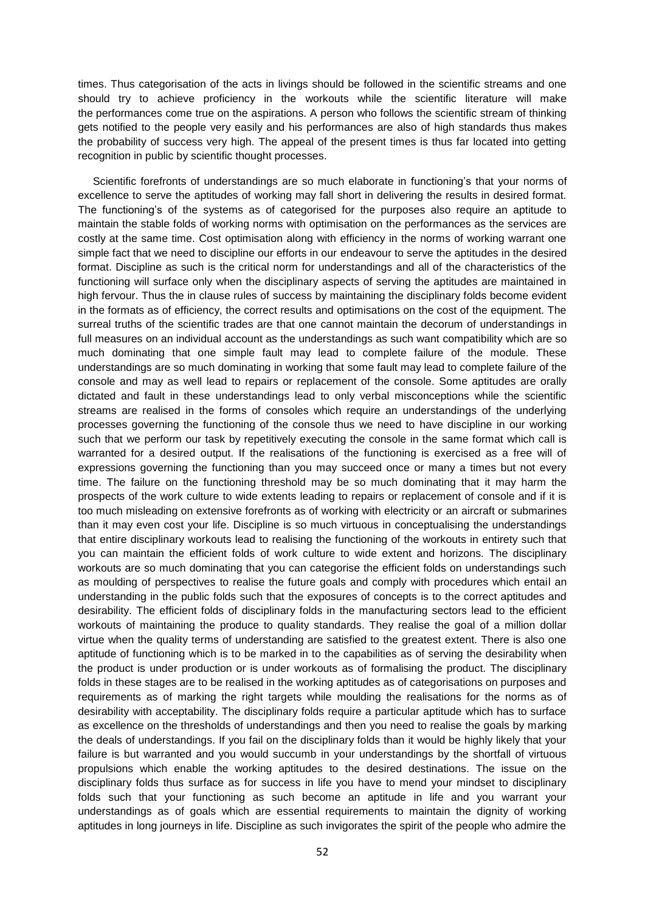times. Thus categorisation of the acts in livings should be followed in the scientific streams and one should try to achieve proficiency in the workouts while the scientific literature will make the performances come true on the aspirations. A person who follows the scientific stream of thinking gets notified to the people very easily and his performances are also of high standards thus makes the probability of success very high. The appeal of the present times is thus far located into getting recognition in public by scientific thought processes.

Scientific forefronts of understandings are so much elaborate in functioning's that your norms of excellence to serve the aptitudes of working may fall short in delivering the results in desired format. The functioning's of the systems as of categorised for the purposes also require an aptitude to maintain the stable folds of working norms with optimisation on the performances as the services are costly at the same time. Cost optimisation along with efficiency in the norms of working warrant one simple fact that we need to discipline our efforts in our endeavour to serve the aptitudes in the desired format. Discipline as such is the critical norm for understandings and all of the characteristics of the functioning will surface only when the disciplinary aspects of serving the aptitudes are maintained in high fervour. Thus the in clause rules of success by maintaining the disciplinary folds become evident in the formats as of efficiency, the correct results and optimisations on the cost of the equipment. The surreal truths of the scientific trades are that one cannot maintain the decorum of understandings in full measures on an individual account as the understandings as such want compatibility which are so much dominating that one simple fault may lead to complete failure of the module. These understandings are so much dominating in working that some fault may lead to complete failure of the console and may as well lead to repairs or replacement of the console. Some aptitudes are orally dictated and fault in these understandings lead to only verbal misconceptions while the scientific streams are realised in the forms of consoles which require an understandings of the underlying processes governing the functioning of the console thus we need to have discipline in our working such that we perform our task by repetitively executing the console in the same format which call is warranted for a desired output. If the realisations of the functioning is exercised as a free will of expressions governing the functioning than you may succeed once or many a times but not every time. The failure on the functioning threshold may be so much dominating that it may harm the prospects of the work culture to wide extents leading to repairs or replacement of console and if it is too much misleading on extensive forefronts as of working with electricity or an aircraft or submarines than it may even cost your life. Discipline is so much virtuous in conceptualising the understandings that entire disciplinary workouts lead to realising the functioning of the workouts in entirety such that you can maintain the efficient folds of work culture to wide extent and horizons. The disciplinary workouts are so much dominating that you can categorise the efficient folds on understandings such as moulding of perspectives to realise the future goals and comply with procedures which entail an understanding in the public folds such that the exposures of concepts is to the correct aptitudes and desirability. The efficient folds of disciplinary folds in the manufacturing sectors lead to the efficient workouts of maintaining the produce to quality standards. They realise the goal of a million dollar virtue when the quality terms of understanding are satisfied to the greatest extent. There is also one aptitude of functioning which is to be marked in to the capabilities as of serving the desirability when the product is under production or is under workouts as of formalising the product. The disciplinary folds in these stages are to be realised in the working aptitudes as of categorisations on purposes and requirements as of marking the right targets while moulding the realisations for the norms as of desirability with acceptability. The disciplinary folds require a particular aptitude which has to surface as excellence on the thresholds of understandings and then you need to realise the goals by marking the deals of understandings. If you fail on the disciplinary folds than it would be highly likely that your failure is but warranted and you would succumb in your understandings by the shortfall of virtuous propulsions which enable the working aptitudes to the desired destinations. The issue on the disciplinary folds thus surface as for success in life you have to mend your mindset to disciplinary folds such that your functioning as such become an aptitude in life and you warrant your understandings as of goals which are essential requirements to maintain the dignity of working aptitudes in long journeys in life. Discipline as such invigorates the spirit of the people who admire the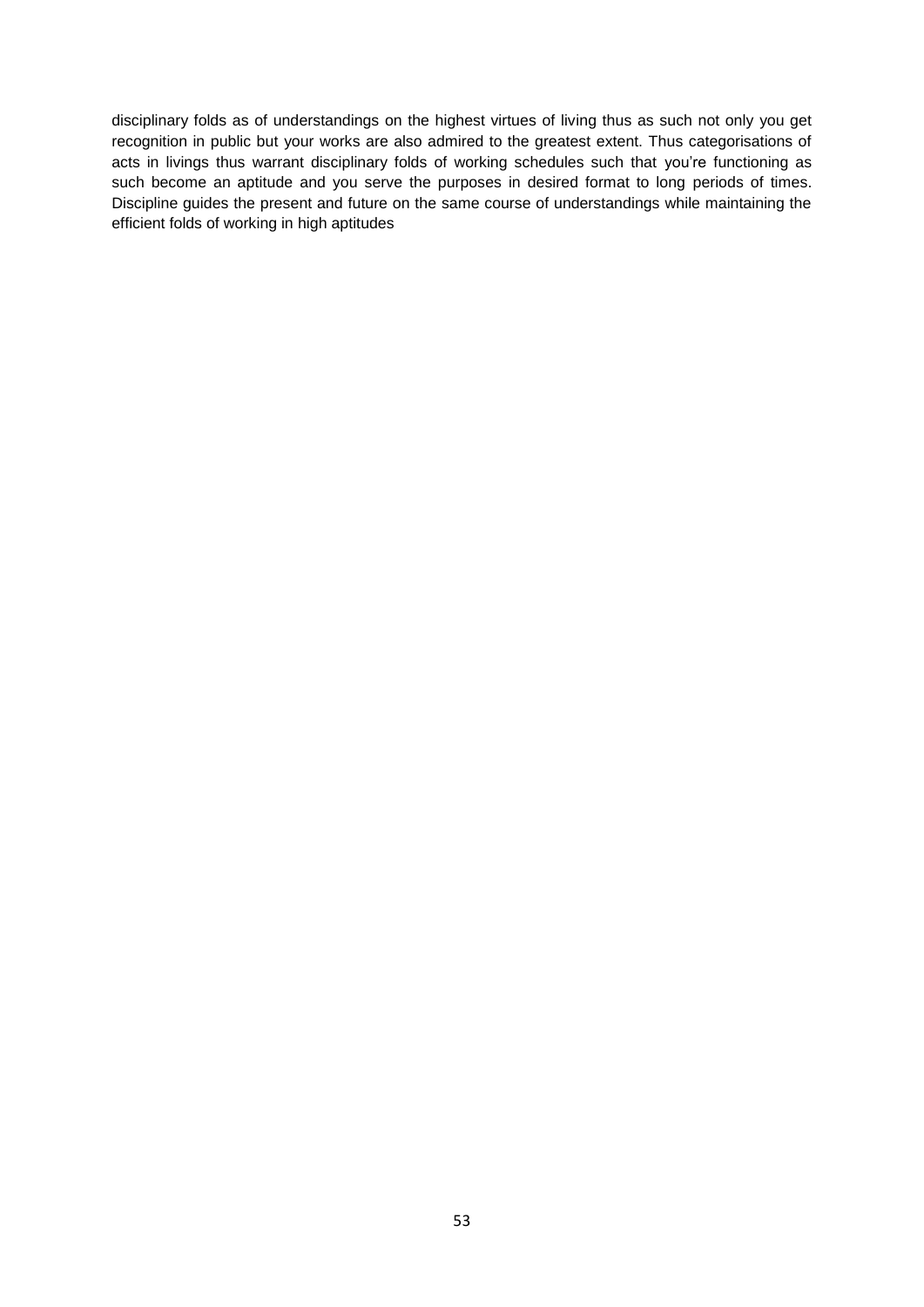disciplinary folds as of understandings on the highest virtues of living thus as such not only you get recognition in public but your works are also admired to the greatest extent. Thus categorisations of acts in livings thus warrant disciplinary folds of working schedules such that you're functioning as such become an aptitude and you serve the purposes in desired format to long periods of times. Discipline guides the present and future on the same course of understandings while maintaining the efficient folds of working in high aptitudes